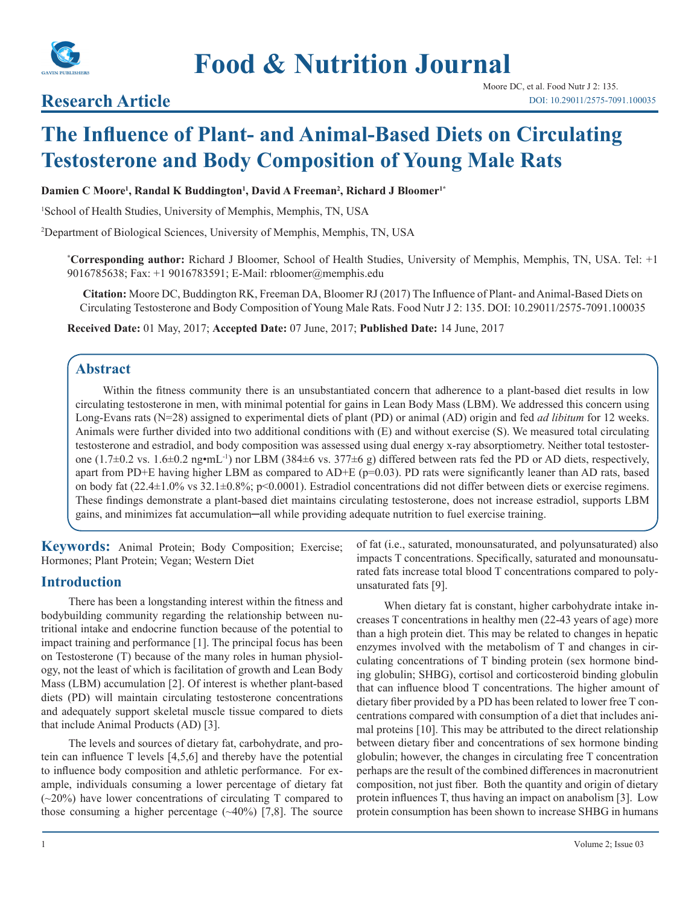# Food & Nutrition Journal

## Research Article

Moore DC, et al. Food Nutr J 2: 135.
DOI: 10.29011/2575-7091.100035

# The Influence of Plant- and Animal-Based Diets on Circulating Testosterone and Body Composition of Young Male Rats

**Damien C Moore[1], Randal K Buddington[1], David A Freeman[2], Richard J Bloomer[1*]**

[1]School of Health Studies, University of Memphis, Memphis, TN, USA

[2]Department of Biological Sciences, University of Memphis, Memphis, TN, USA

[*]**Corresponding author:** Richard J Bloomer, School of Health Studies, University of Memphis, Memphis, TN, USA. Tel: +1 9016785638; Fax: +1 9016783591; E-Mail: rbloomer@memphis.edu

**Citation:** Moore DC, Buddington RK, Freeman DA, Bloomer RJ (2017) The Influence of Plant- and Animal-Based Diets on Circulating Testosterone and Body Composition of Young Male Rats. Food Nutr J 2: 135. DOI: 10.29011/2575-7091.100035

**Received Date:** 01 May, 2017; **Accepted Date:** 07 June, 2017; **Published Date:** 14 June, 2017

## Abstract

Within the fitness community there is an unsubstantiated concern that adherence to a plant-based diet results in low circulating testosterone in men, with minimal potential for gains in Lean Body Mass (LBM). We addressed this concern using Long-Evans rats (N=28) assigned to experimental diets of plant (PD) or animal (AD) origin and fed *ad libitum* for 12 weeks. Animals were further divided into two additional conditions with (E) and without exercise (S). We measured total circulating testosterone and estradiol, and body composition was assessed using dual energy x-ray absorptiometry. Neither total testosterone (1.7±0.2 vs. 1.6±0.2 ng•mL$^{-1}$) nor LBM (384±6 vs. 377±6 g) differed between rats fed the PD or AD diets, respectively, apart from PD+E having higher LBM as compared to AD+E (p=0.03). PD rats were significantly leaner than AD rats, based on body fat (22.4±1.0% vs 32.1±0.8%; p<0.0001). Estradiol concentrations did not differ between diets or exercise regimens. These findings demonstrate a plant-based diet maintains circulating testosterone, does not increase estradiol, supports LBM gains, and minimizes fat accumulation─all while providing adequate nutrition to fuel exercise training.

**Keywords:** Animal Protein; Body Composition; Exercise; Hormones; Plant Protein; Vegan; Western Diet

## Introduction

There has been a longstanding interest within the fitness and bodybuilding community regarding the relationship between nutritional intake and endocrine function because of the potential to impact training and performance [1]. The principal focus has been on Testosterone (T) because of the many roles in human physiology, not the least of which is facilitation of growth and Lean Body Mass (LBM) accumulation [2]. Of interest is whether plant-based diets (PD) will maintain circulating testosterone concentrations and adequately support skeletal muscle tissue compared to diets that include Animal Products (AD) [3].

The levels and sources of dietary fat, carbohydrate, and protein can influence T levels [4,5,6] and thereby have the potential to influence body composition and athletic performance. For example, individuals consuming a lower percentage of dietary fat (~20%) have lower concentrations of circulating T compared to those consuming a higher percentage (~40%) [7,8]. The source of fat (i.e., saturated, monounsaturated, and polyunsaturated) also impacts T concentrations. Specifically, saturated and monounsaturated fats increase total blood T concentrations compared to polyunsaturated fats [9].

When dietary fat is constant, higher carbohydrate intake increases T concentrations in healthy men (22-43 years of age) more than a high protein diet. This may be related to changes in hepatic enzymes involved with the metabolism of T and changes in circulating concentrations of T binding protein (sex hormone binding globulin; SHBG), cortisol and corticosteroid binding globulin that can influence blood T concentrations. The higher amount of dietary fiber provided by a PD has been related to lower free T concentrations compared with consumption of a diet that includes animal proteins [10]. This may be attributed to the direct relationship between dietary fiber and concentrations of sex hormone binding globulin; however, the changes in circulating free T concentration perhaps are the result of the combined differences in macronutrient composition, not just fiber. Both the quantity and origin of dietary protein influences T, thus having an impact on anabolism [3]. Low protein consumption has been shown to increase SHBG in humans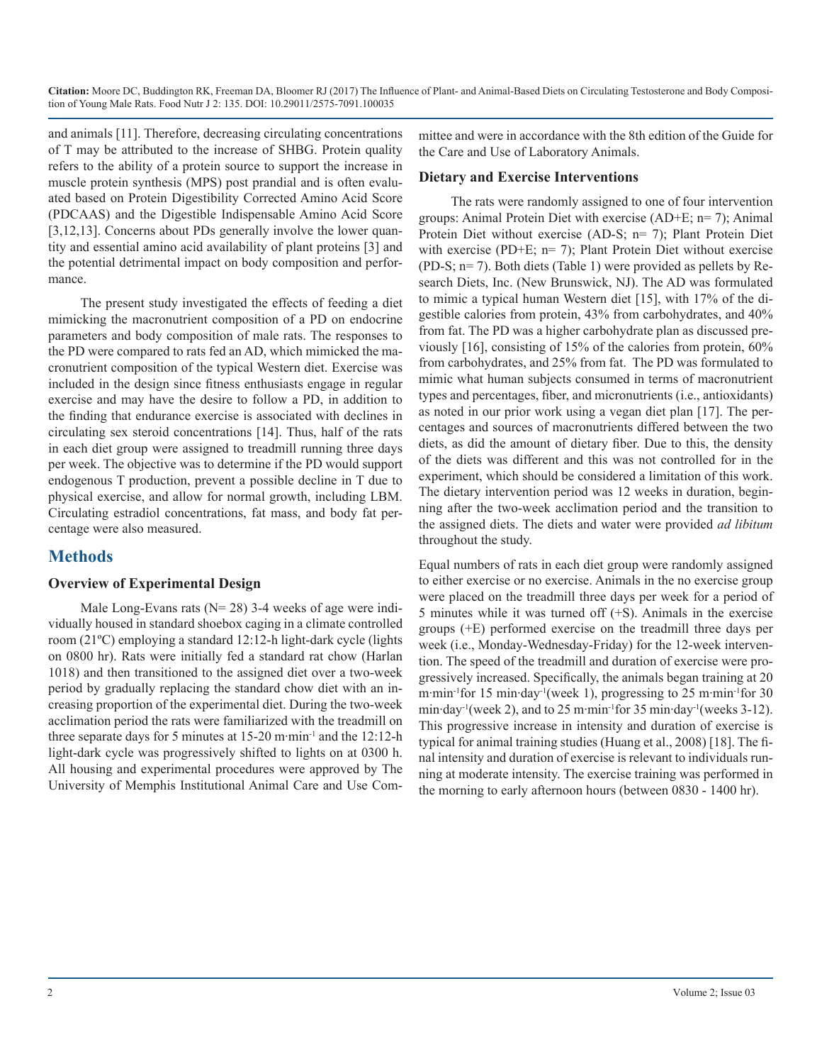and animals [11]. Therefore, decreasing circulating concentrations of T may be attributed to the increase of SHBG. Protein quality refers to the ability of a protein source to support the increase in muscle protein synthesis (MPS) post prandial and is often evaluated based on Protein Digestibility Corrected Amino Acid Score (PDCAAS) and the Digestible Indispensable Amino Acid Score [3,12,13]. Concerns about PDs generally involve the lower quantity and essential amino acid availability of plant proteins [3] and the potential detrimental impact on body composition and performance.

The present study investigated the effects of feeding a diet mimicking the macronutrient composition of a PD on endocrine parameters and body composition of male rats. The responses to the PD were compared to rats fed an AD, which mimicked the macronutrient composition of the typical Western diet. Exercise was included in the design since fitness enthusiasts engage in regular exercise and may have the desire to follow a PD, in addition to the finding that endurance exercise is associated with declines in circulating sex steroid concentrations [14]. Thus, half of the rats in each diet group were assigned to treadmill running three days per week. The objective was to determine if the PD would support endogenous T production, prevent a possible decline in T due to physical exercise, and allow for normal growth, including LBM. Circulating estradiol concentrations, fat mass, and body fat percentage were also measured.

## Methods

### Overview of Experimental Design

Male Long-Evans rats (N= 28) 3-4 weeks of age were individually housed in standard shoebox caging in a climate controlled room (21ºC) employing a standard 12:12-h light-dark cycle (lights on 0800 hr). Rats were initially fed a standard rat chow (Harlan 1018) and then transitioned to the assigned diet over a two-week period by gradually replacing the standard chow diet with an increasing proportion of the experimental diet. During the two-week acclimation period the rats were familiarized with the treadmill on three separate days for 5 minutes at 15-20 m·min$^{-1}$ and the 12:12-h light-dark cycle was progressively shifted to lights on at 0300 h. All housing and experimental procedures were approved by The University of Memphis Institutional Animal Care and Use Committee and were in accordance with the 8th edition of the Guide for the Care and Use of Laboratory Animals.

### Dietary and Exercise Interventions

The rats were randomly assigned to one of four intervention groups: Animal Protein Diet with exercise (AD+E; n= 7); Animal Protein Diet without exercise (AD-S; n= 7); Plant Protein Diet with exercise (PD+E; n= 7); Plant Protein Diet without exercise (PD-S; n= 7). Both diets (Table 1) were provided as pellets by Research Diets, Inc. (New Brunswick, NJ). The AD was formulated to mimic a typical human Western diet [15], with 17% of the digestible calories from protein, 43% from carbohydrates, and 40% from fat. The PD was a higher carbohydrate plan as discussed previously [16], consisting of 15% of the calories from protein, 60% from carbohydrates, and 25% from fat. The PD was formulated to mimic what human subjects consumed in terms of macronutrient types and percentages, fiber, and micronutrients (i.e., antioxidants) as noted in our prior work using a vegan diet plan [17]. The percentages and sources of macronutrients differed between the two diets, as did the amount of dietary fiber. Due to this, the density of the diets was different and this was not controlled for in the experiment, which should be considered a limitation of this work. The dietary intervention period was 12 weeks in duration, beginning after the two-week acclimation period and the transition to the assigned diets. The diets and water were provided *ad libitum* throughout the study.

Equal numbers of rats in each diet group were randomly assigned to either exercise or no exercise. Animals in the no exercise group were placed on the treadmill three days per week for a period of 5 minutes while it was turned off (+S). Animals in the exercise groups (+E) performed exercise on the treadmill three days per week (i.e., Monday-Wednesday-Friday) for the 12-week intervention. The speed of the treadmill and duration of exercise were progressively increased. Specifically, the animals began training at 20 m·min$^{-1}$for 15 min·day$^{-1}$(week 1), progressing to 25 m·min$^{-1}$for 30 min·day$^{-1}$(week 2), and to 25 m·min$^{-1}$for 35 min·day$^{-1}$(weeks 3-12). This progressive increase in intensity and duration of exercise is typical for animal training studies (Huang et al., 2008) [18]. The final intensity and duration of exercise is relevant to individuals running at moderate intensity. The exercise training was performed in the morning to early afternoon hours (between 0830 - 1400 hr).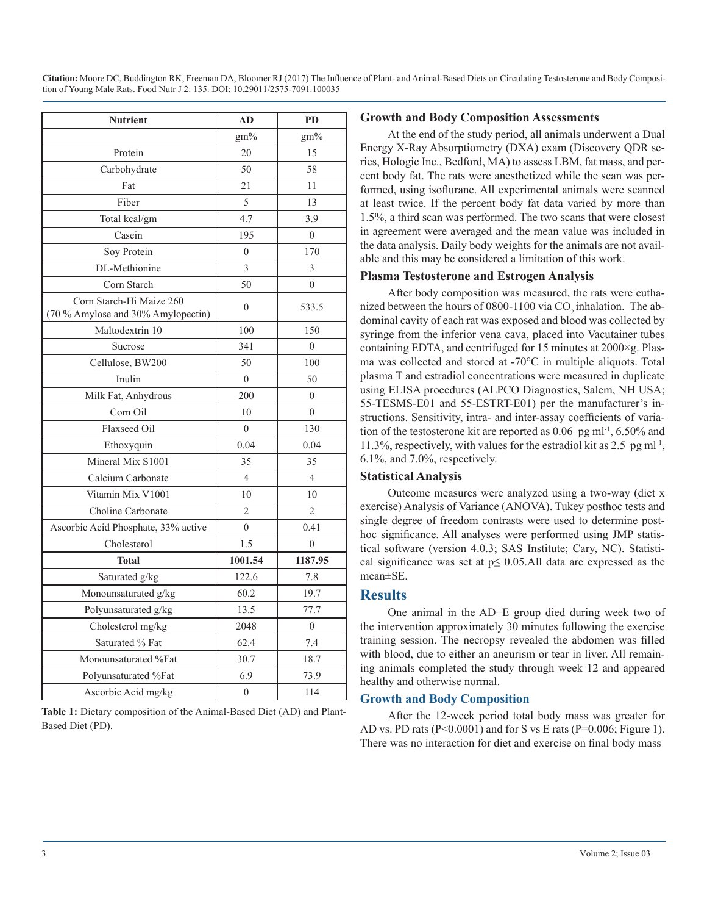**Citation:** Moore DC, Buddington RK, Freeman DA, Bloomer RJ (2017) The Influence of Plant- and Animal-Based Diets on Circulating Testosterone and Body Composition of Young Male Rats. Food Nutr J 2: 135. DOI: 10.29011/2575-7091.100035

| Nutrient | AD | PD |
|---|---|---|
| | gm% | gm% |
| Protein | 20 | 15 |
| Carbohydrate | 50 | 58 |
| Fat | 21 | 11 |
| Fiber | 5 | 13 |
| Total kcal/gm | 4.7 | 3.9 |
| Casein | 195 | 0 |
| Soy Protein | 0 | 170 |
| DL-Methionine | 3 | 3 |
| Corn Starch | 50 | 0 |
| Corn Starch-Hi Maize 260 (70 % Amylose and 30% Amylopectin) | 0 | 533.5 |
| Maltodextrin 10 | 100 | 150 |
| Sucrose | 341 | 0 |
| Cellulose, BW200 | 50 | 100 |
| Inulin | 0 | 50 |
| Milk Fat, Anhydrous | 200 | 0 |
| Corn Oil | 10 | 0 |
| Flaxseed Oil | 0 | 130 |
| Ethoxyquin | 0.04 | 0.04 |
| Mineral Mix S1001 | 35 | 35 |
| Calcium Carbonate | 4 | 4 |
| Vitamin Mix V1001 | 10 | 10 |
| Choline Carbonate | 2 | 2 |
| Ascorbic Acid Phosphate, 33% active | 0 | 0.41 |
| Cholesterol | 1.5 | 0 |
| **Total** | **1001.54** | **1187.95** |
| Saturated g/kg | 122.6 | 7.8 |
| Monounsaturated g/kg | 60.2 | 19.7 |
| Polyunsaturated g/kg | 13.5 | 77.7 |
| Cholesterol mg/kg | 2048 | 0 |
| Saturated % Fat | 62.4 | 7.4 |
| Monounsaturated %Fat | 30.7 | 18.7 |
| Polyunsaturated %Fat | 6.9 | 73.9 |
| Ascorbic Acid mg/kg | 0 | 114 |

**Table 1:** Dietary composition of the Animal-Based Diet (AD) and Plant-Based Diet (PD).

### Growth and Body Composition Assessments

At the end of the study period, all animals underwent a Dual Energy X-Ray Absorptiometry (DXA) exam (Discovery QDR series, Hologic Inc., Bedford, MA) to assess LBM, fat mass, and percent body fat. The rats were anesthetized while the scan was performed, using isoflurane. All experimental animals were scanned at least twice. If the percent body fat data varied by more than 1.5%, a third scan was performed. The two scans that were closest in agreement were averaged and the mean value was included in the data analysis. Daily body weights for the animals are not available and this may be considered a limitation of this work.

### Plasma Testosterone and Estrogen Analysis

After body composition was measured, the rats were euthanized between the hours of 0800-1100 via $CO_2$ inhalation. The abdominal cavity of each rat was exposed and blood was collected by syringe from the inferior vena cava, placed into Vacutainer tubes containing EDTA, and centrifuged for 15 minutes at 2000×g. Plasma was collected and stored at -70°C in multiple aliquots. Total plasma T and estradiol concentrations were measured in duplicate using ELISA procedures (ALPCO Diagnostics, Salem, NH USA; 55-TESMS-E01 and 55-ESTRT-E01) per the manufacturer's instructions. Sensitivity, intra- and inter-assay coefficients of variation of the testosterone kit are reported as 0.06 pg ml$^{-1}$, 6.50% and 11.3%, respectively, with values for the estradiol kit as 2.5 pg ml$^{-1}$, 6.1%, and 7.0%, respectively.

### Statistical Analysis

Outcome measures were analyzed using a two-way (diet x exercise) Analysis of Variance (ANOVA). Tukey posthoc tests and single degree of freedom contrasts were used to determine posthoc significance. All analyses were performed using JMP statistical software (version 4.0.3; SAS Institute; Cary, NC). Statistical significance was set at $p \leq 0.05$.All data are expressed as the mean±SE.

## Results

One animal in the AD+E group died during week two of the intervention approximately 30 minutes following the exercise training session. The necropsy revealed the abdomen was filled with blood, due to either an aneurism or tear in liver. All remaining animals completed the study through week 12 and appeared healthy and otherwise normal.

### Growth and Body Composition

After the 12-week period total body mass was greater for AD vs. PD rats ($P<0.0001$) and for S vs E rats ($P=0.006$; Figure 1). There was no interaction for diet and exercise on final body mass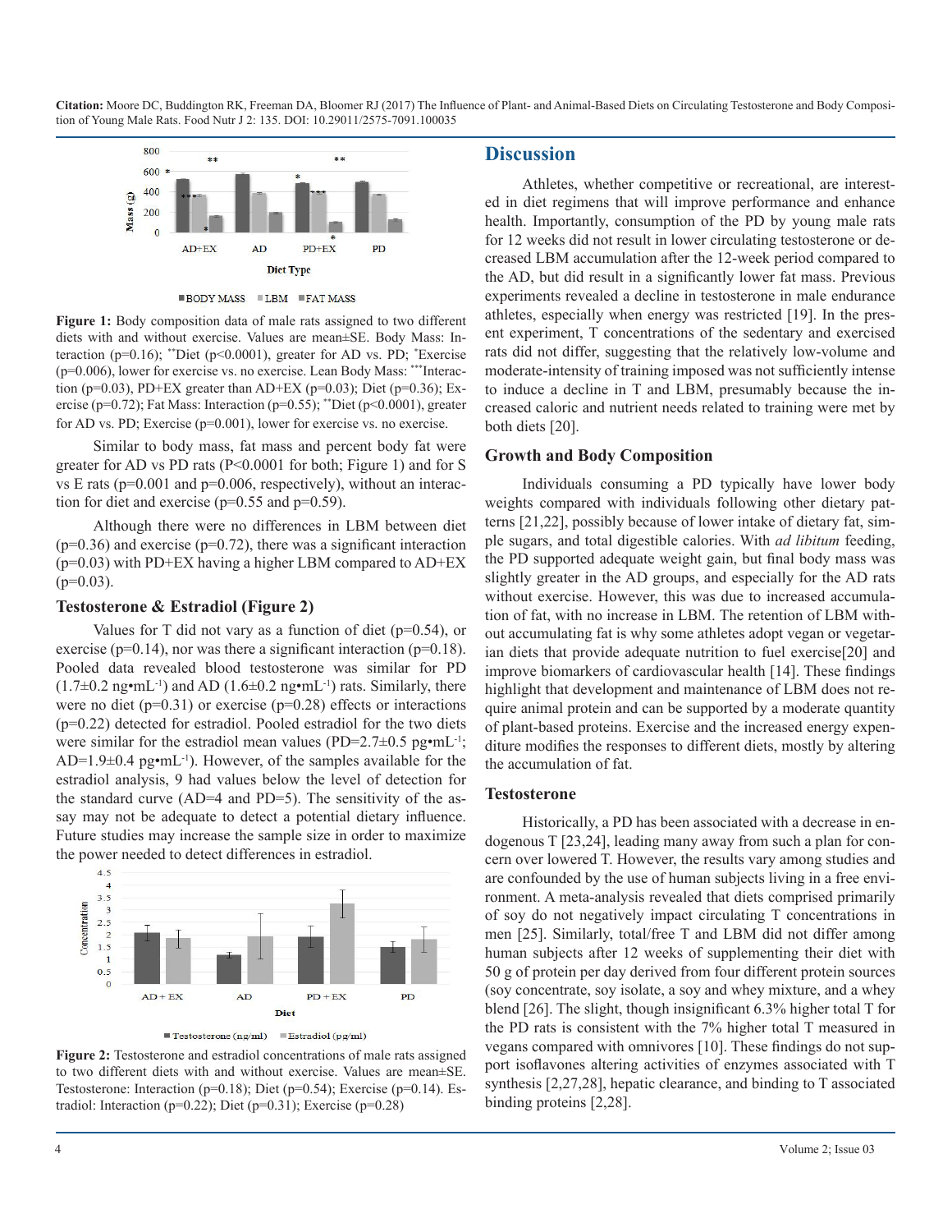800
600
400
200
0
Mass (g)
AD+EX
AD
PD+EX
PD
Diet Type
BODY MASS
LBM
FAT MASS

**Figure 1:** Body composition data of male rats assigned to two different diets with and without exercise. Values are mean±SE. Body Mass: Interaction (p=0.16); **Diet (p<0.0001), greater for AD vs. PD; *Exercise (p=0.006), lower for exercise vs. no exercise. Lean Body Mass: ***Interaction (p=0.03), PD+EX greater than AD+EX (p=0.03); Diet (p=0.36); Exercise (p=0.72); Fat Mass: Interaction (p=0.55); **Diet (p<0.0001), greater for AD vs. PD; Exercise (p=0.001), lower for exercise vs. no exercise.

Similar to body mass, fat mass and percent body fat were greater for AD vs PD rats (P<0.0001 for both; Figure 1) and for S vs E rats (p=0.001 and p=0.006, respectively), without an interaction for diet and exercise (p=0.55 and p=0.59).

Although there were no differences in LBM between diet (p=0.36) and exercise (p=0.72), there was a significant interaction (p=0.03) with PD+EX having a higher LBM compared to AD+EX (p=0.03).

### Testosterone & Estradiol (Figure 2)

Values for T did not vary as a function of diet (p=0.54), or exercise (p=0.14), nor was there a significant interaction (p=0.18). Pooled data revealed blood testosterone was similar for PD (1.7±0.2 ng•mL$^{-1}$) and AD (1.6±0.2 ng•mL$^{-1}$) rats. Similarly, there were no diet (p=0.31) or exercise (p=0.28) effects or interactions (p=0.22) detected for estradiol. Pooled estradiol for the two diets were similar for the estradiol mean values (PD=2.7±0.5 pg•mL$^{-1}$; AD=1.9±0.4 pg•mL$^{-1}$). However, of the samples available for the estradiol analysis, 9 had values below the level of detection for the standard curve (AD=4 and PD=5). The sensitivity of the assay may not be adequate to detect a potential dietary influence. Future studies may increase the sample size in order to maximize the power needed to detect differences in estradiol.

4.5
4
3.5
3
2.5
2
1.5
1
0.5
0
Concentration
AD + EX
AD
PD + EX
PD
Diet
Testosterone (ng/ml)
Estradiol (pg/ml)

**Figure 2:** Testosterone and estradiol concentrations of male rats assigned to two different diets with and without exercise. Values are mean±SE. Testosterone: Interaction (p=0.18); Diet (p=0.54); Exercise (p=0.14). Estradiol: Interaction (p=0.22); Diet (p=0.31); Exercise (p=0.28)

## Discussion

Athletes, whether competitive or recreational, are interested in diet regimens that will improve performance and enhance health. Importantly, consumption of the PD by young male rats for 12 weeks did not result in lower circulating testosterone or decreased LBM accumulation after the 12-week period compared to the AD, but did result in a significantly lower fat mass. Previous experiments revealed a decline in testosterone in male endurance athletes, especially when energy was restricted [19]. In the present experiment, T concentrations of the sedentary and exercised rats did not differ, suggesting that the relatively low-volume and moderate-intensity of training imposed was not sufficiently intense to induce a decline in T and LBM, presumably because the increased caloric and nutrient needs related to training were met by both diets [20].

### Growth and Body Composition

Individuals consuming a PD typically have lower body weights compared with individuals following other dietary patterns [21,22], possibly because of lower intake of dietary fat, simple sugars, and total digestible calories. With *ad libitum* feeding, the PD supported adequate weight gain, but final body mass was slightly greater in the AD groups, and especially for the AD rats without exercise. However, this was due to increased accumulation of fat, with no increase in LBM. The retention of LBM without accumulating fat is why some athletes adopt vegan or vegetarian diets that provide adequate nutrition to fuel exercise[20] and improve biomarkers of cardiovascular health [14]. These findings highlight that development and maintenance of LBM does not require animal protein and can be supported by a moderate quantity of plant-based proteins. Exercise and the increased energy expenditure modifies the responses to different diets, mostly by altering the accumulation of fat.

### Testosterone

Historically, a PD has been associated with a decrease in endogenous T [23,24], leading many away from such a plan for concern over lowered T. However, the results vary among studies and are confounded by the use of human subjects living in a free environment. A meta-analysis revealed that diets comprised primarily of soy do not negatively impact circulating T concentrations in men [25]. Similarly, total/free T and LBM did not differ among human subjects after 12 weeks of supplementing their diet with 50 g of protein per day derived from four different protein sources (soy concentrate, soy isolate, a soy and whey mixture, and a whey blend [26]. The slight, though insignificant 6.3% higher total T for the PD rats is consistent with the 7% higher total T measured in vegans compared with omnivores [10]. These findings do not support isoflavones altering activities of enzymes associated with T synthesis [2,27,28], hepatic clearance, and binding to T associated binding proteins [2,28].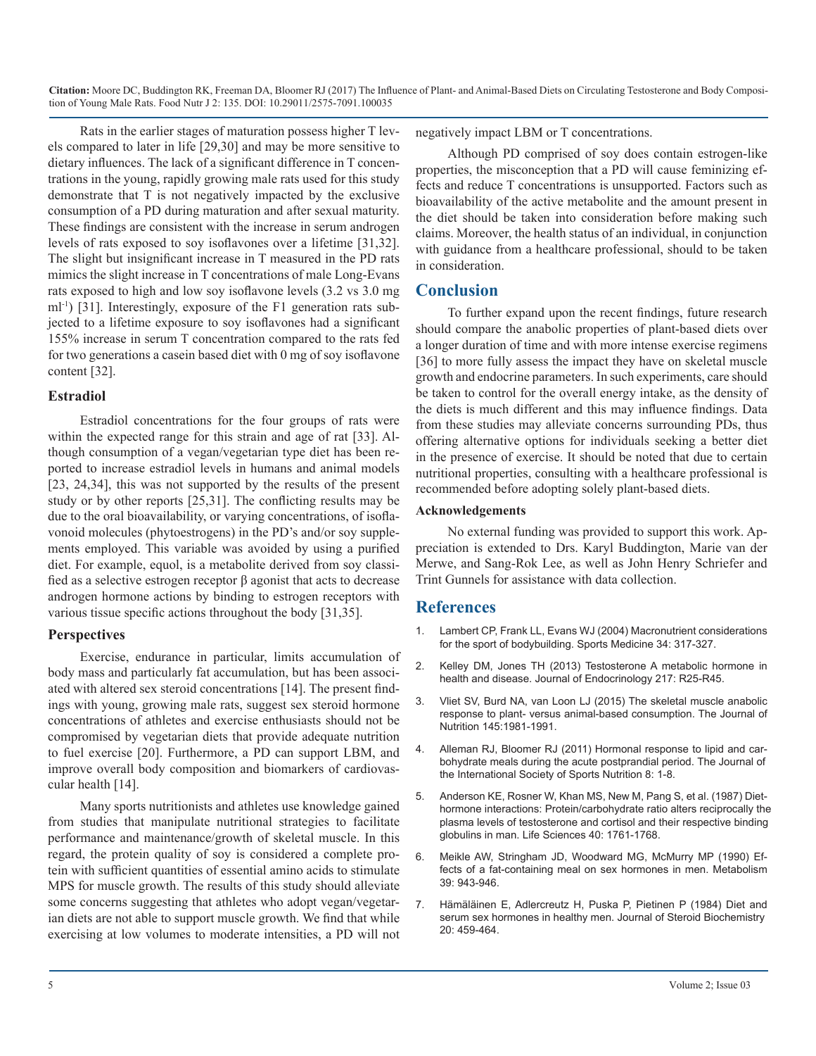Rats in the earlier stages of maturation possess higher T levels compared to later in life [29,30] and may be more sensitive to dietary influences. The lack of a significant difference in T concentrations in the young, rapidly growing male rats used for this study demonstrate that T is not negatively impacted by the exclusive consumption of a PD during maturation and after sexual maturity. These findings are consistent with the increase in serum androgen levels of rats exposed to soy isoflavones over a lifetime [31,32]. The slight but insignificant increase in T measured in the PD rats mimics the slight increase in T concentrations of male Long-Evans rats exposed to high and low soy isoflavone levels (3.2 vs 3.0 mg ml$^{-1}$) [31]. Interestingly, exposure of the F1 generation rats subjected to a lifetime exposure to soy isoflavones had a significant 155% increase in serum T concentration compared to the rats fed for two generations a casein based diet with 0 mg of soy isoflavone content [32].

### Estradiol

Estradiol concentrations for the four groups of rats were within the expected range for this strain and age of rat [33]. Although consumption of a vegan/vegetarian type diet has been reported to increase estradiol levels in humans and animal models [23, 24,34], this was not supported by the results of the present study or by other reports [25,31]. The conflicting results may be due to the oral bioavailability, or varying concentrations, of isoflavonoid molecules (phytoestrogens) in the PD's and/or soy supplements employed. This variable was avoided by using a purified diet. For example, equol, is a metabolite derived from soy classified as a selective estrogen receptor β agonist that acts to decrease androgen hormone actions by binding to estrogen receptors with various tissue specific actions throughout the body [31,35].

### Perspectives

Exercise, endurance in particular, limits accumulation of body mass and particularly fat accumulation, but has been associated with altered sex steroid concentrations [14]. The present findings with young, growing male rats, suggest sex steroid hormone concentrations of athletes and exercise enthusiasts should not be compromised by vegetarian diets that provide adequate nutrition to fuel exercise [20]. Furthermore, a PD can support LBM, and improve overall body composition and biomarkers of cardiovascular health [14].

Many sports nutritionists and athletes use knowledge gained from studies that manipulate nutritional strategies to facilitate performance and maintenance/growth of skeletal muscle. In this regard, the protein quality of soy is considered a complete protein with sufficient quantities of essential amino acids to stimulate MPS for muscle growth. The results of this study should alleviate some concerns suggesting that athletes who adopt vegan/vegetarian diets are not able to support muscle growth. We find that while exercising at low volumes to moderate intensities, a PD will not negatively impact LBM or T concentrations.

Although PD comprised of soy does contain estrogen-like properties, the misconception that a PD will cause feminizing effects and reduce T concentrations is unsupported. Factors such as bioavailability of the active metabolite and the amount present in the diet should be taken into consideration before making such claims. Moreover, the health status of an individual, in conjunction with guidance from a healthcare professional, should to be taken in consideration.

## Conclusion

To further expand upon the recent findings, future research should compare the anabolic properties of plant-based diets over a longer duration of time and with more intense exercise regimens [36] to more fully assess the impact they have on skeletal muscle growth and endocrine parameters. In such experiments, care should be taken to control for the overall energy intake, as the density of the diets is much different and this may influence findings. Data from these studies may alleviate concerns surrounding PDs, thus offering alternative options for individuals seeking a better diet in the presence of exercise. It should be noted that due to certain nutritional properties, consulting with a healthcare professional is recommended before adopting solely plant-based diets.

### Acknowledgements

No external funding was provided to support this work. Appreciation is extended to Drs. Karyl Buddington, Marie van der Merwe, and Sang-Rok Lee, as well as John Henry Schriefer and Trint Gunnels for assistance with data collection.

## References

1. Lambert CP, Frank LL, Evans WJ (2004) Macronutrient considerations for the sport of bodybuilding. Sports Medicine 34: 317-327.
2. Kelley DM, Jones TH (2013) Testosterone A metabolic hormone in health and disease. Journal of Endocrinology 217: R25-R45.
3. Vliet SV, Burd NA, van Loon LJ (2015) The skeletal muscle anabolic response to plant- versus animal-based consumption. The Journal of Nutrition 145:1981-1991.
4. Alleman RJ, Bloomer RJ (2011) Hormonal response to lipid and carbohydrate meals during the acute postprandial period. The Journal of the International Society of Sports Nutrition 8: 1-8.
5. Anderson KE, Rosner W, Khan MS, New M, Pang S, et al. (1987) Diet-hormone interactions: Protein/carbohydrate ratio alters reciprocally the plasma levels of testosterone and cortisol and their respective binding globulins in man. Life Sciences 40: 1761-1768.
6. Meikle AW, Stringham JD, Woodward MG, McMurry MP (1990) Effects of a fat-containing meal on sex hormones in men. Metabolism 39: 943-946.
7. Hämäläinen E, Adlercreutz H, Puska P, Pietinen P (1984) Diet and serum sex hormones in healthy men. Journal of Steroid Biochemistry 20: 459-464.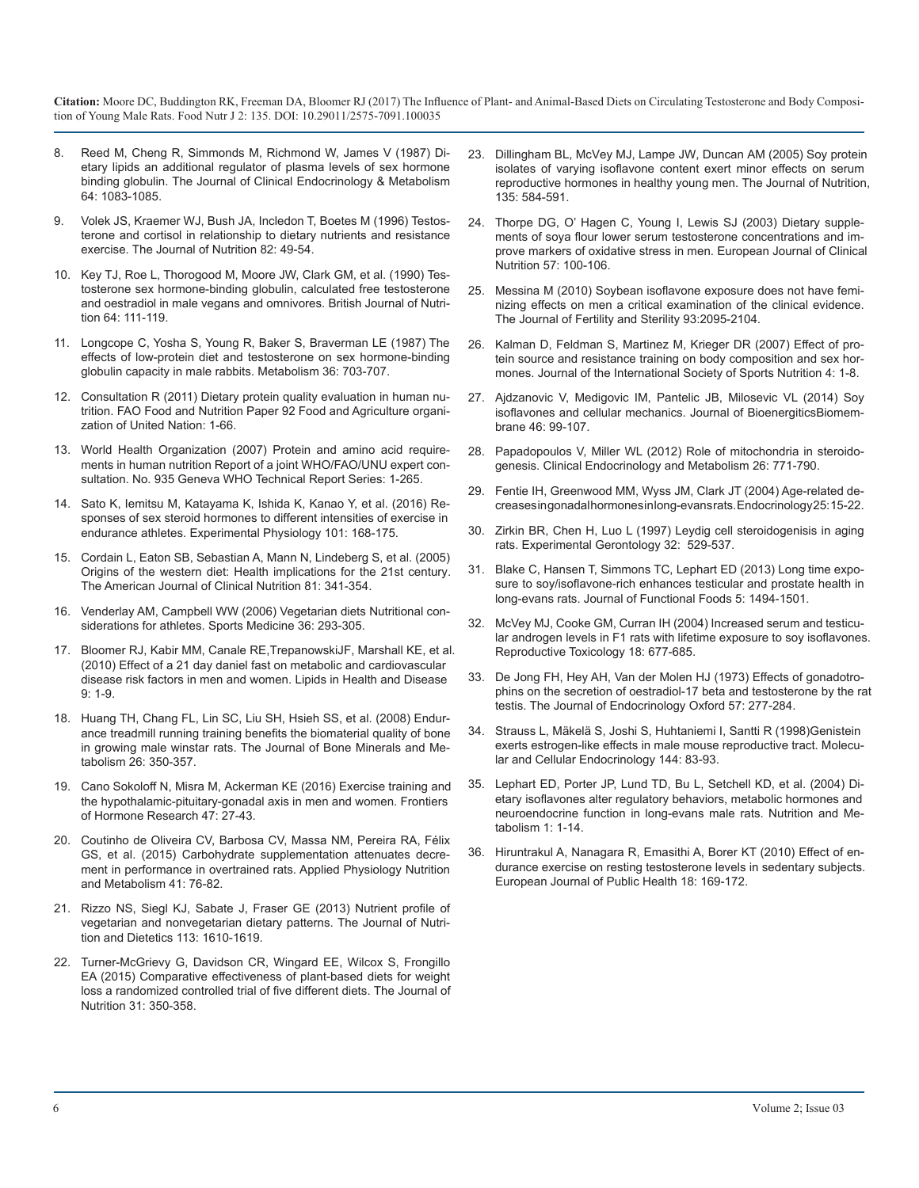8. Reed M, Cheng R, Simmonds M, Richmond W, James V (1987) Dietary lipids an additional regulator of plasma levels of sex hormone binding globulin. The Journal of Clinical Endocrinology & Metabolism 64: 1083-1085.

9. Volek JS, Kraemer WJ, Bush JA, Incledon T, Boetes M (1996) Testosterone and cortisol in relationship to dietary nutrients and resistance exercise. The Journal of Nutrition 82: 49-54.

10. Key TJ, Roe L, Thorogood M, Moore JW, Clark GM, et al. (1990) Testosterone sex hormone-binding globulin, calculated free testosterone and oestradiol in male vegans and omnivores. British Journal of Nutrition 64: 111-119.

11. Longcope C, Yosha S, Young R, Baker S, Braverman LE (1987) The effects of low-protein diet and testosterone on sex hormone-binding globulin capacity in male rabbits. Metabolism 36: 703-707.

12. Consultation R (2011) Dietary protein quality evaluation in human nutrition. FAO Food and Nutrition Paper 92 Food and Agriculture organization of United Nation: 1-66.

13. World Health Organization (2007) Protein and amino acid requirements in human nutrition Report of a joint WHO/FAO/UNU expert consultation. No. 935 Geneva WHO Technical Report Series: 1-265.

14. Sato K, Iemitsu M, Katayama K, Ishida K, Kanao Y, et al. (2016) Responses of sex steroid hormones to different intensities of exercise in endurance athletes. Experimental Physiology 101: 168-175.

15. Cordain L, Eaton SB, Sebastian A, Mann N, Lindeberg S, et al. (2005) Origins of the western diet: Health implications for the 21st century. The American Journal of Clinical Nutrition 81: 341-354.

16. Venderlay AM, Campbell WW (2006) Vegetarian diets Nutritional considerations for athletes. Sports Medicine 36: 293-305.

17. Bloomer RJ, Kabir MM, Canale RE,TrepanowskiJF, Marshall KE, et al. (2010) Effect of a 21 day daniel fast on metabolic and cardiovascular disease risk factors in men and women. Lipids in Health and Disease 9: 1-9.

18. Huang TH, Chang FL, Lin SC, Liu SH, Hsieh SS, et al. (2008) Endurance treadmill running training benefits the biomaterial quality of bone in growing male winstar rats. The Journal of Bone Minerals and Metabolism 26: 350-357.

19. Cano Sokoloff N, Misra M, Ackerman KE (2016) Exercise training and the hypothalamic-pituitary-gonadal axis in men and women. Frontiers of Hormone Research 47: 27-43.

20. Coutinho de Oliveira CV, Barbosa CV, Massa NM, Pereira RA, Félix GS, et al. (2015) Carbohydrate supplementation attenuates decrement in performance in overtrained rats. Applied Physiology Nutrition and Metabolism 41: 76-82.

21. Rizzo NS, Siegl KJ, Sabate J, Fraser GE (2013) Nutrient profile of vegetarian and nonvegetarian dietary patterns. The Journal of Nutrition and Dietetics 113: 1610-1619.

22. Turner-McGrievy G, Davidson CR, Wingard EE, Wilcox S, Frongillo EA (2015) Comparative effectiveness of plant-based diets for weight loss a randomized controlled trial of five different diets. The Journal of Nutrition 31: 350-358.

23. Dillingham BL, McVey MJ, Lampe JW, Duncan AM (2005) Soy protein isolates of varying isoflavone content exert minor effects on serum reproductive hormones in healthy young men. The Journal of Nutrition, 135: 584-591.

24. Thorpe DG, O' Hagen C, Young I, Lewis SJ (2003) Dietary supplements of soya flour lower serum testosterone concentrations and improve markers of oxidative stress in men. European Journal of Clinical Nutrition 57: 100-106.

25. Messina M (2010) Soybean isoflavone exposure does not have feminizing effects on men a critical examination of the clinical evidence. The Journal of Fertility and Sterility 93:2095-2104.

26. Kalman D, Feldman S, Martinez M, Krieger DR (2007) Effect of protein source and resistance training on body composition and sex hormones. Journal of the International Society of Sports Nutrition 4: 1-8.

27. Ajdzanovic V, Medigovic IM, Pantelic JB, Milosevic VL (2014) Soy isoflavones and cellular mechanics. Journal of BioenergiticsBiomembrane 46: 99-107.

28. Papadopoulos V, Miller WL (2012) Role of mitochondria in steroidogenesis. Clinical Endocrinology and Metabolism 26: 771-790.

29. Fentie IH, Greenwood MM, Wyss JM, Clark JT (2004) Age-related decreasesingonadalhormonesinlong-evansrats.Endocrinology25:15-22.

30. Zirkin BR, Chen H, Luo L (1997) Leydig cell steroidogenisis in aging rats. Experimental Gerontology 32: 529-537.

31. Blake C, Hansen T, Simmons TC, Lephart ED (2013) Long time exposure to soy/isoflavone-rich enhances testicular and prostate health in long-evans rats. Journal of Functional Foods 5: 1494-1501.

32. McVey MJ, Cooke GM, Curran IH (2004) Increased serum and testicular androgen levels in F1 rats with lifetime exposure to soy isoflavones. Reproductive Toxicology 18: 677-685.

33. De Jong FH, Hey AH, Van der Molen HJ (1973) Effects of gonadotrophins on the secretion of oestradiol-17 beta and testosterone by the rat testis. The Journal of Endocrinology Oxford 57: 277-284.

34. Strauss L, Mäkelä S, Joshi S, Huhtaniemi I, Santti R (1998)Genistein exerts estrogen-like effects in male mouse reproductive tract. Molecular and Cellular Endocrinology 144: 83-93.

35. Lephart ED, Porter JP, Lund TD, Bu L, Setchell KD, et al. (2004) Dietary isoflavones alter regulatory behaviors, metabolic hormones and neuroendocrine function in long-evans male rats. Nutrition and Metabolism 1: 1-14.

36. Hiruntrakul A, Nanagara R, Emasithi A, Borer KT (2010) Effect of endurance exercise on resting testosterone levels in sedentary subjects. European Journal of Public Health 18: 169-172.